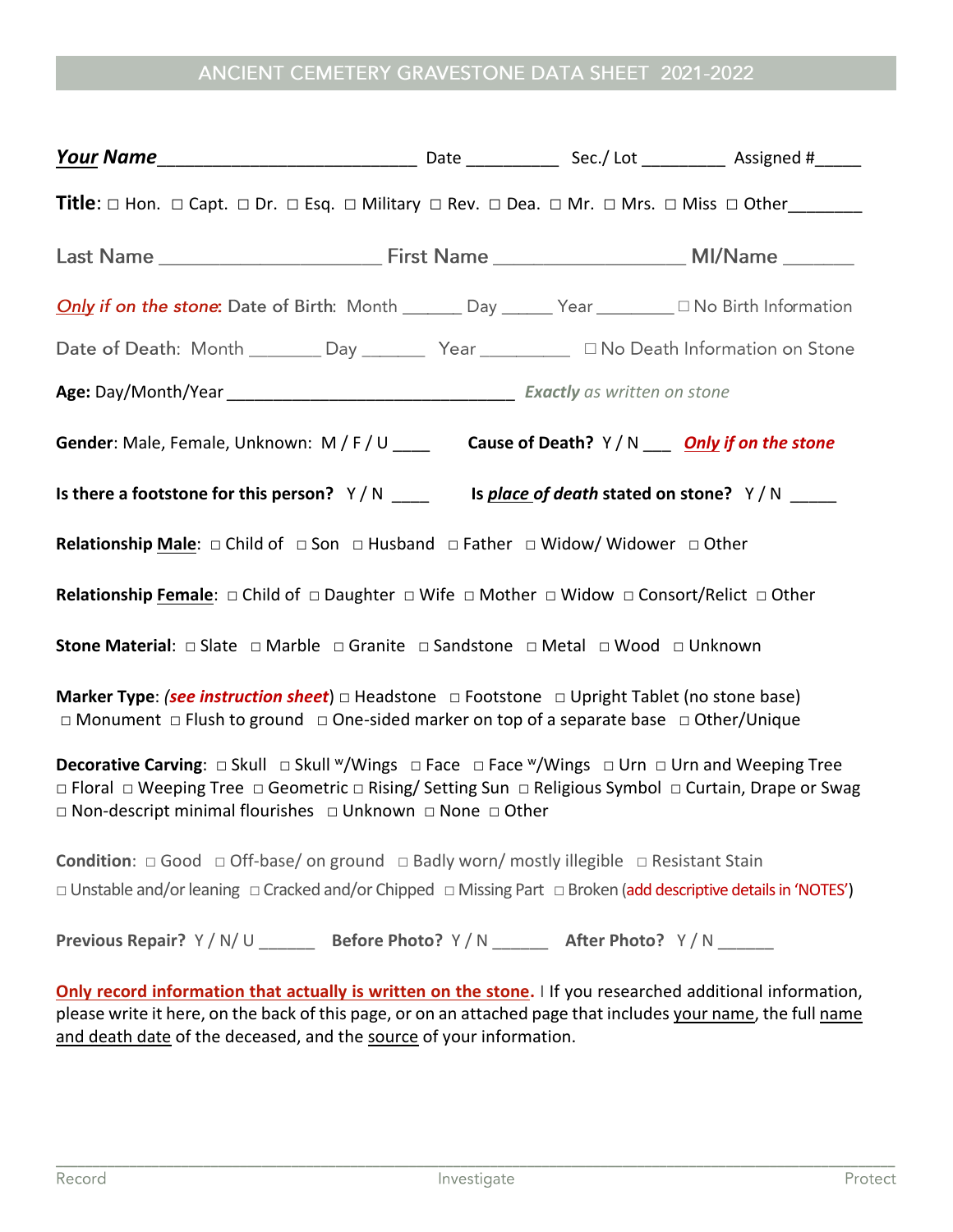# ANCIENT CEMETERY GRAVESTONE DATA SHEET 2021-2022

***Your* Name**__________________________ Date __________ Sec./ Lot _________ Assigned #_____

**Title**: □ Hon. □ Capt. □ Dr. □ Esq. □ Military □ Rev. □ Dea. □ Mr. □ Mrs. □ Miss □ Other________

Last Name ______________________ First Name ___________________ MI/Name _______

*Only if on the stone*: Date of Birth: Month _______ Day ______ Year _________ □ No Birth Information

Date of Death: Month ________ Day _______ Year __________ □ No Death Information on Stone

**Age:** Day/Month/Year ________________________________ ***Exactly*** *as written on stone*

**Gender**: Male, Female, Unknown: M / F / U ____ **Cause of Death?** Y / N ___ ***Only if on the stone***

**Is there a footstone for this person?** Y / N ____ **Is *place of death* stated on stone?** Y / N _____

**Relationship Male**: □ Child of □ Son □ Husband □ Father □ Widow/ Widower □ Other

**Relationship Female**: □ Child of □ Daughter □ Wife □ Mother □ Widow □ Consort/Relict □ Other

**Stone Material**: □ Slate □ Marble □ Granite □ Sandstone □ Metal □ Wood □ Unknown

**Marker Type**: ***(see instruction sheet)*** □ Headstone □ Footstone □ Upright Tablet (no stone base) □ Monument □ Flush to ground □ One-sided marker on top of a separate base □ Other/Unique

**Decorative Carving**: □ Skull □ Skull w/Wings □ Face □ Face w/Wings □ Urn □ Urn and Weeping Tree □ Floral □ Weeping Tree □ Geometric □ Rising/ Setting Sun □ Religious Symbol □ Curtain, Drape or Swag □ Non-descript minimal flourishes □ Unknown □ None □ Other

**Condition**: □ Good □ Off-base/ on ground □ Badly worn/ mostly illegible □ Resistant Stain □ Unstable and/or leaning □ Cracked and/or Chipped □ Missing Part □ Broken (add descriptive details in 'NOTES')

**Previous Repair?** Y / N/ U ______ **Before Photo?** Y / N ______ **After Photo?** Y / N ______

**Only record information that actually is written on the stone.** I If you researched additional information, please write it here, on the back of this page, or on an attached page that includes your name, the full name and death date of the deceased, and the source of your information.

Record Investigate Protect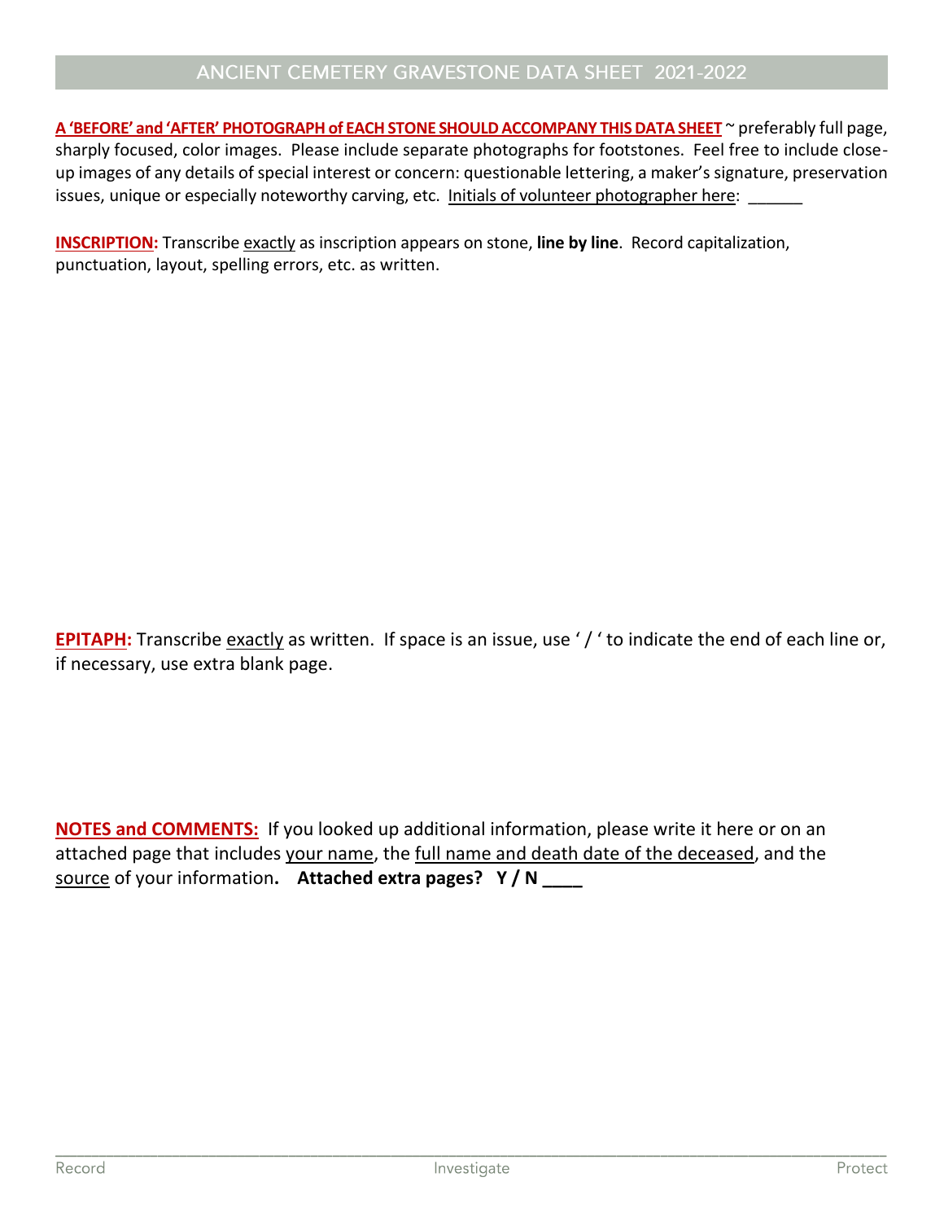## ANCIENT CEMETERY GRAVESTONE DATA SHEET 2021-2022

**A 'BEFORE' and 'AFTER' PHOTOGRAPH of EACH STONE SHOULD ACCOMPANY THIS DATA SHEET** ~ preferably full page, sharply focused, color images. Please include separate photographs for footstones. Feel free to include close-up images of any details of special interest or concern: questionable lettering, a maker's signature, preservation issues, unique or especially noteworthy carving, etc. Initials of volunteer photographer here: ______

**INSCRIPTION:** Transcribe exactly as inscription appears on stone, **line by line**. Record capitalization, punctuation, layout, spelling errors, etc. as written.

**EPITAPH:** Transcribe exactly as written. If space is an issue, use ' / ' to indicate the end of each line or, if necessary, use extra blank page.

**NOTES and COMMENTS:** If you looked up additional information, please write it here or on an attached page that includes your name, the full name and death date of the deceased, and the source of your information. **Attached extra pages? Y / N ____**